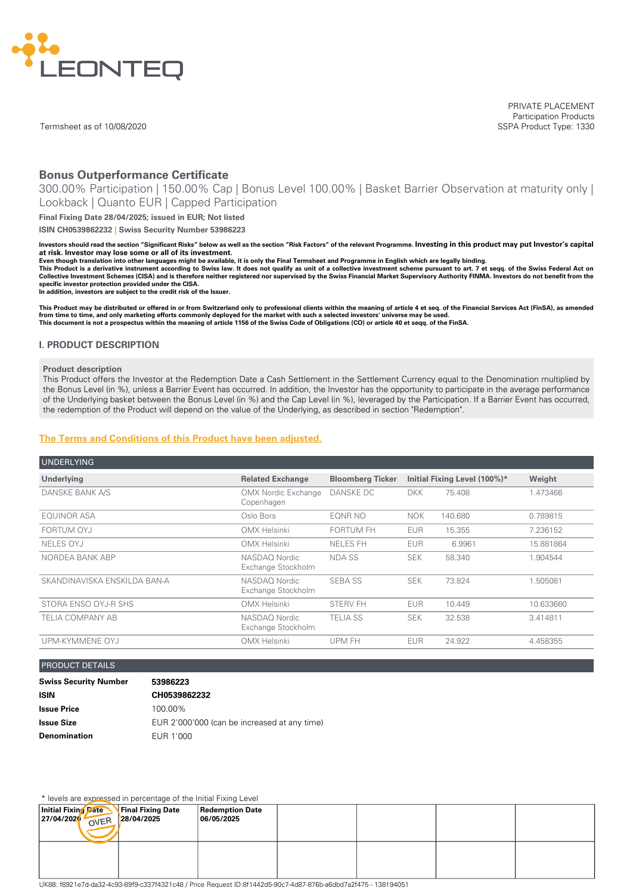LEONTEQ

PRIVATE PLACEMENT
Participation Products
SSPA Product Type: 1330

Termsheet as of 10/08/2020

# Bonus Outperformance Certificate

300.00% Participation | 150.00% Cap | Bonus Level 100.00% | Basket Barrier Observation at maturity only | Lookback | Quanto EUR | Capped Participation

**Final Fixing Date 28/04/2025; issued in EUR; Not listed**

**ISIN CH0539862232 | Swiss Security Number 53986223**

**Investors should read the section "Significant Risks" below as well as the section "Risk Factors" of the relevant Programme. Investing in this product may put Investor's capital at risk. Investor may lose some or all of its investment.**
**Even though translation into other languages might be available, it is only the Final Termsheet and Programme in English which are legally binding.**
**This Product is a derivative instrument according to Swiss law. It does not qualify as unit of a collective investment scheme pursuant to art. 7 et seqq. of the Swiss Federal Act on Collective Investment Schemes (CISA) and is therefore neither registered nor supervised by the Swiss Financial Market Supervisory Authority FINMA. Investors do not benefit from the specific investor protection provided under the CISA.**
**In addition, investors are subject to the credit risk of the Issuer.**

**This Product may be distributed or offered in or from Switzerland only to professional clients within the meaning of article 4 et seq. of the Financial Services Act (FinSA), as amended from time to time, and only marketing efforts commonly deployed for the market with such a selected investors' universe may be used.**
**This document is not a prospectus within the meaning of article 1156 of the Swiss Code of Obligations (CO) or article 40 et seqq. of the FinSA.**

## I. PRODUCT DESCRIPTION

**Product description**
This Product offers the Investor at the Redemption Date a Cash Settlement in the Settlement Currency equal to the Denomination multiplied by the Bonus Level (in %), unless a Barrier Event has occurred. In addition, the Investor has the opportunity to participate in the average performance of the Underlying basket between the Bonus Level (in %) and the Cap Level (in %), leveraged by the Participation. If a Barrier Event has occurred, the redemption of the Product will depend on the value of the Underlying, as described in section "Redemption".

**The Terms and Conditions of this Product have been adjusted.**

### UNDERLYING

| Underlying | Related Exchange | Bloomberg Ticker | Initial Fixing Level (100%)* | | Weight |
|---|---|---|---|---|---|
| DANSKE BANK A/S | OMX Nordic Exchange Copenhagen | DANSKE DC | DKK | 75.408 | 1.473466 |
| EQUINOR ASA | Oslo Bors | EQNR NO | NOK | 140.680 | 0.789815 |
| FORTUM OYJ | OMX Helsinki | FORTUM FH | EUR | 15.355 | 7.236152 |
| NELES OYJ | OMX Helsinki | NELES FH | EUR | 6.9961 | 15.881864 |
| NORDEA BANK ABP | NASDAQ Nordic Exchange Stockholm | NDA SS | SEK | 58.340 | 1.904544 |
| SKANDINAVISKA ENSKILDA BAN-A | NASDAQ Nordic Exchange Stockholm | SEBA SS | SEK | 73.824 | 1.505081 |
| STORA ENSO OYJ-R SHS | OMX Helsinki | STERV FH | EUR | 10.449 | 10.633660 |
| TELIA COMPANY AB | NASDAQ Nordic Exchange Stockholm | TELIA SS | SEK | 32.538 | 3.414811 |
| UPM-KYMMENE OYJ | OMX Helsinki | UPM FH | EUR | 24.922 | 4.458355 |

### PRODUCT DETAILS

| | |
|---|---|
| **Swiss Security Number** | **53986223** |
| **ISIN** | **CH0539862232** |
| **Issue Price** | 100.00% |
| **Issue Size** | EUR 2'000'000 (can be increased at any time) |
| **Denomination** | EUR 1'000 |

\* levels are expressed in percentage of the Initial Fixing Level

| Initial Fixing Date 27/04/2020 | Final Fixing Date 28/04/2025 | Redemption Date 06/05/2025 | | | | |
|---|---|---|---|---|---|---|
| OVER | | | | | | |

UK88: f8921e7d-da32-4c93-89f9-c337f4321c48 / Price Request ID:8f1442d5-90c7-4d87-876b-a6dbd7a2f475 - 138194051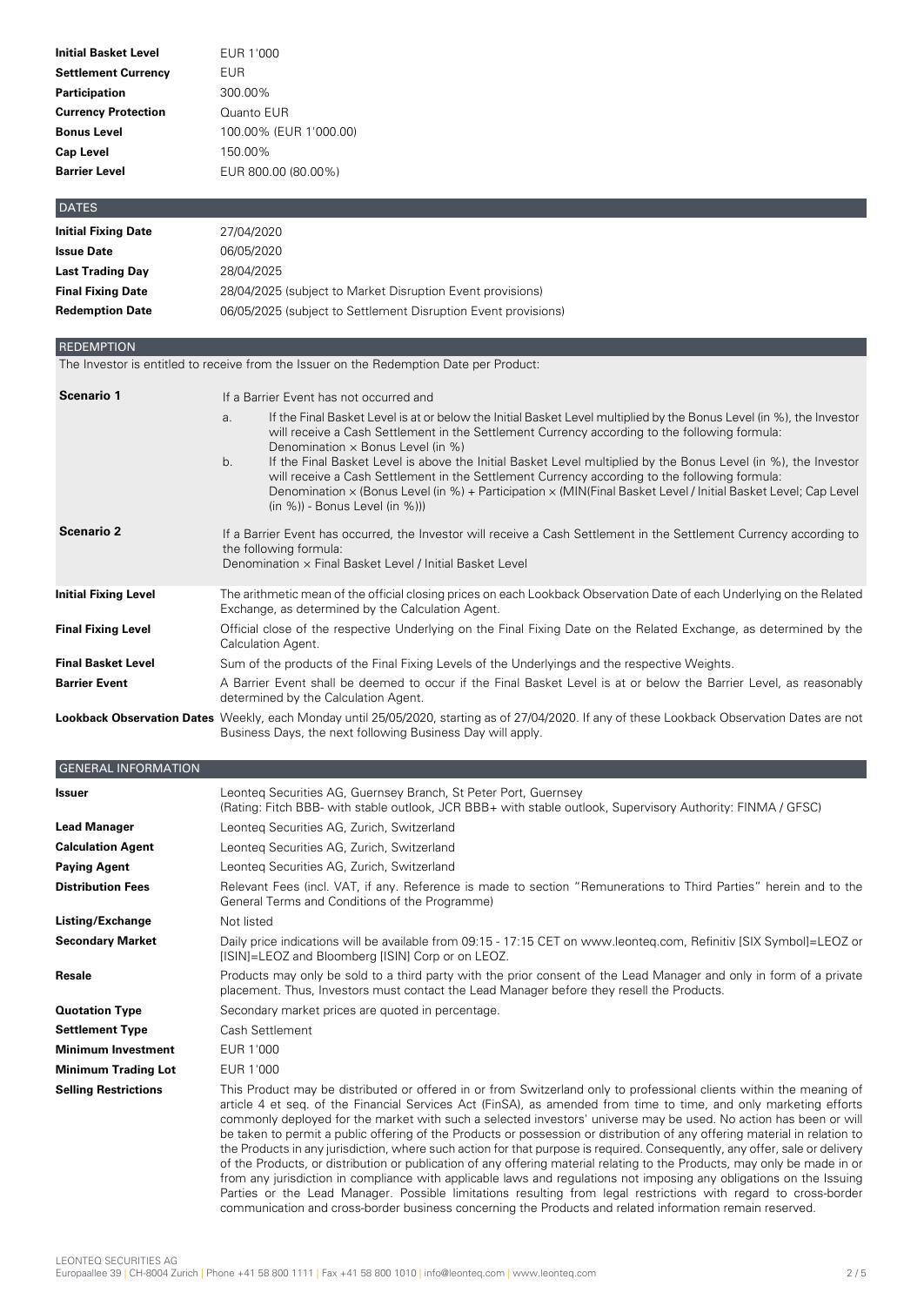| | |
|---|---|
| **Initial Basket Level** | EUR 1'000 |
| **Settlement Currency** | EUR |
| **Participation** | 300.00% |
| **Currency Protection** | Quanto EUR |
| **Bonus Level** | 100.00% (EUR 1'000.00) |
| **Cap Level** | 150.00% |
| **Barrier Level** | EUR 800.00 (80.00%) |

## DATES

| | |
|---|---|
| **Initial Fixing Date** | 27/04/2020 |
| **Issue Date** | 06/05/2020 |
| **Last Trading Day** | 28/04/2025 |
| **Final Fixing Date** | 28/04/2025 (subject to Market Disruption Event provisions) |
| **Redemption Date** | 06/05/2025 (subject to Settlement Disruption Event provisions) |

## REDEMPTION

The Investor is entitled to receive from the Issuer on the Redemption Date per Product:

**Scenario 1**

If a Barrier Event has not occurred and

a. If the Final Basket Level is at or below the Initial Basket Level multiplied by the Bonus Level (in %), the Investor will receive a Cash Settlement in the Settlement Currency according to the following formula:
Denomination × Bonus Level (in %)

b. If the Final Basket Level is above the Initial Basket Level multiplied by the Bonus Level (in %), the Investor will receive a Cash Settlement in the Settlement Currency according to the following formula:
Denomination × (Bonus Level (in %) + Participation × (MIN(Final Basket Level / Initial Basket Level; Cap Level (in %)) - Bonus Level (in %)))

**Scenario 2**

If a Barrier Event has occurred, the Investor will receive a Cash Settlement in the Settlement Currency according to the following formula:
Denomination × Final Basket Level / Initial Basket Level

| | |
|---|---|
| **Initial Fixing Level** | The arithmetic mean of the official closing prices on each Lookback Observation Date of each Underlying on the Related Exchange, as determined by the Calculation Agent. |
| **Final Fixing Level** | Official close of the respective Underlying on the Final Fixing Date on the Related Exchange, as determined by the Calculation Agent. |
| **Final Basket Level** | Sum of the products of the Final Fixing Levels of the Underlyings and the respective Weights. |
| **Barrier Event** | A Barrier Event shall be deemed to occur if the Final Basket Level is at or below the Barrier Level, as reasonably determined by the Calculation Agent. |
| **Lookback Observation Dates** | Weekly, each Monday until 25/05/2020, starting as of 27/04/2020. If any of these Lookback Observation Dates are not Business Days, the next following Business Day will apply. |

## GENERAL INFORMATION

| | |
|---|---|
| **Issuer** | Leonteq Securities AG, Guernsey Branch, St Peter Port, Guernsey (Rating: Fitch BBB- with stable outlook, JCR BBB+ with stable outlook, Supervisory Authority: FINMA / GFSC) |
| **Lead Manager** | Leonteq Securities AG, Zurich, Switzerland |
| **Calculation Agent** | Leonteq Securities AG, Zurich, Switzerland |
| **Paying Agent** | Leonteq Securities AG, Zurich, Switzerland |
| **Distribution Fees** | Relevant Fees (incl. VAT, if any. Reference is made to section "Remunerations to Third Parties" herein and to the General Terms and Conditions of the Programme) |
| **Listing/Exchange** | Not listed |
| **Secondary Market** | Daily price indications will be available from 09:15 - 17:15 CET on www.leonteq.com, Refinitiv [SIX Symbol]=LEOZ or [ISIN]=LEOZ and Bloomberg [ISIN] Corp or on LEOZ. |
| **Resale** | Products may only be sold to a third party with the prior consent of the Lead Manager and only in form of a private placement. Thus, Investors must contact the Lead Manager before they resell the Products. |
| **Quotation Type** | Secondary market prices are quoted in percentage. |
| **Settlement Type** | Cash Settlement |
| **Minimum Investment** | EUR 1'000 |
| **Minimum Trading Lot** | EUR 1'000 |
| **Selling Restrictions** | This Product may be distributed or offered in or from Switzerland only to professional clients within the meaning of article 4 et seq. of the Financial Services Act (FinSA), as amended from time to time, and only marketing efforts commonly deployed for the market with such a selected investors' universe may be used. No action has been or will be taken to permit a public offering of the Products or possession or distribution of any offering material in relation to the Products in any jurisdiction, where such action for that purpose is required. Consequently, any offer, sale or delivery of the Products, or distribution or publication of any offering material relating to the Products, may only be made in or from any jurisdiction in compliance with applicable laws and regulations not imposing any obligations on the Issuing Parties or the Lead Manager. Possible limitations resulting from legal restrictions with regard to cross-border communication and cross-border business concerning the Products and related information remain reserved. |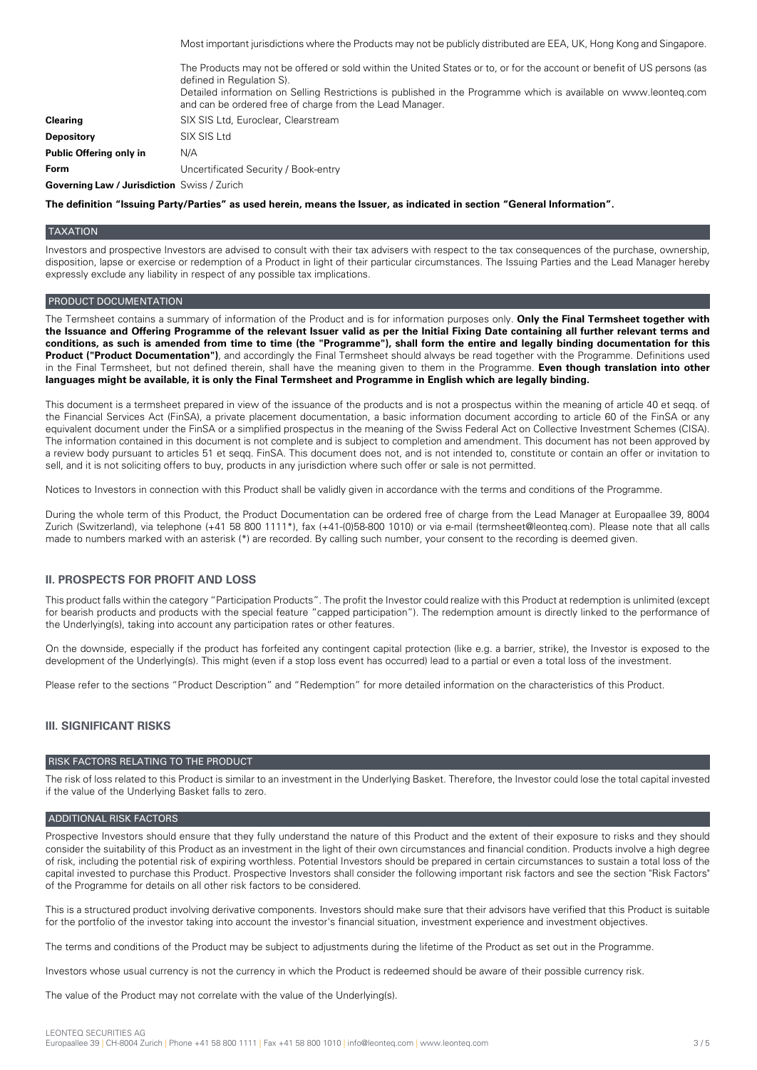| | |
|---|---|
| | Most important jurisdictions where the Products may not be publicly distributed are EEA, UK, Hong Kong and Singapore.<br><br>The Products may not be offered or sold within the United States or to, or for the account or benefit of US persons (as defined in Regulation S).<br>Detailed information on Selling Restrictions is published in the Programme which is available on www.leonteq.com and can be ordered free of charge from the Lead Manager. |
| **Clearing** | SIX SIS Ltd, Euroclear, Clearstream |
| **Depository** | SIX SIS Ltd |
| **Public Offering only in** | N/A |
| **Form** | Uncertificated Security / Book-entry |
| **Governing Law / Jurisdiction** | Swiss / Zurich |

**The definition "Issuing Party/Parties" as used herein, means the Issuer, as indicated in section "General Information".**

## TAXATION

Investors and prospective Investors are advised to consult with their tax advisers with respect to the tax consequences of the purchase, ownership, disposition, lapse or exercise or redemption of a Product in light of their particular circumstances. The Issuing Parties and the Lead Manager hereby expressly exclude any liability in respect of any possible tax implications.

## PRODUCT DOCUMENTATION

The Termsheet contains a summary of information of the Product and is for information purposes only. **Only the Final Termsheet together with the Issuance and Offering Programme of the relevant Issuer valid as per the Initial Fixing Date containing all further relevant terms and conditions, as such is amended from time to time (the "Programme"), shall form the entire and legally binding documentation for this Product ("Product Documentation")**, and accordingly the Final Termsheet should always be read together with the Programme. Definitions used in the Final Termsheet, but not defined therein, shall have the meaning given to them in the Programme. **Even though translation into other languages might be available, it is only the Final Termsheet and Programme in English which are legally binding.**

This document is a termsheet prepared in view of the issuance of the products and is not a prospectus within the meaning of article 40 et seqq. of the Financial Services Act (FinSA), a private placement documentation, a basic information document according to article 60 of the FinSA or any equivalent document under the FinSA or a simplified prospectus in the meaning of the Swiss Federal Act on Collective Investment Schemes (CISA). The information contained in this document is not complete and is subject to completion and amendment. This document has not been approved by a review body pursuant to articles 51 et seqq. FinSA. This document does not, and is not intended to, constitute or contain an offer or invitation to sell, and it is not soliciting offers to buy, products in any jurisdiction where such offer or sale is not permitted.

Notices to Investors in connection with this Product shall be validly given in accordance with the terms and conditions of the Programme.

During the whole term of this Product, the Product Documentation can be ordered free of charge from the Lead Manager at Europaallee 39, 8004 Zurich (Switzerland), via telephone (+41 58 800 1111*), fax (+41-(0)58-800 1010) or via e-mail (termsheet@leonteq.com). Please note that all calls made to numbers marked with an asterisk (*) are recorded. By calling such number, your consent to the recording is deemed given.

# II. PROSPECTS FOR PROFIT AND LOSS

This product falls within the category "Participation Products". The profit the Investor could realize with this Product at redemption is unlimited (except for bearish products and products with the special feature "capped participation"). The redemption amount is directly linked to the performance of the Underlying(s), taking into account any participation rates or other features.

On the downside, especially if the product has forfeited any contingent capital protection (like e.g. a barrier, strike), the Investor is exposed to the development of the Underlying(s). This might (even if a stop loss event has occurred) lead to a partial or even a total loss of the investment.

Please refer to the sections "Product Description" and "Redemption" for more detailed information on the characteristics of this Product.

# III. SIGNIFICANT RISKS

## RISK FACTORS RELATING TO THE PRODUCT

The risk of loss related to this Product is similar to an investment in the Underlying Basket. Therefore, the Investor could lose the total capital invested if the value of the Underlying Basket falls to zero.

## ADDITIONAL RISK FACTORS

Prospective Investors should ensure that they fully understand the nature of this Product and the extent of their exposure to risks and they should consider the suitability of this Product as an investment in the light of their own circumstances and financial condition. Products involve a high degree of risk, including the potential risk of expiring worthless. Potential Investors should be prepared in certain circumstances to sustain a total loss of the capital invested to purchase this Product. Prospective Investors shall consider the following important risk factors and see the section "Risk Factors" of the Programme for details on all other risk factors to be considered.

This is a structured product involving derivative components. Investors should make sure that their advisors have verified that this Product is suitable for the portfolio of the investor taking into account the investor's financial situation, investment experience and investment objectives.

The terms and conditions of the Product may be subject to adjustments during the lifetime of the Product as set out in the Programme.

Investors whose usual currency is not the currency in which the Product is redeemed should be aware of their possible currency risk.

The value of the Product may not correlate with the value of the Underlying(s).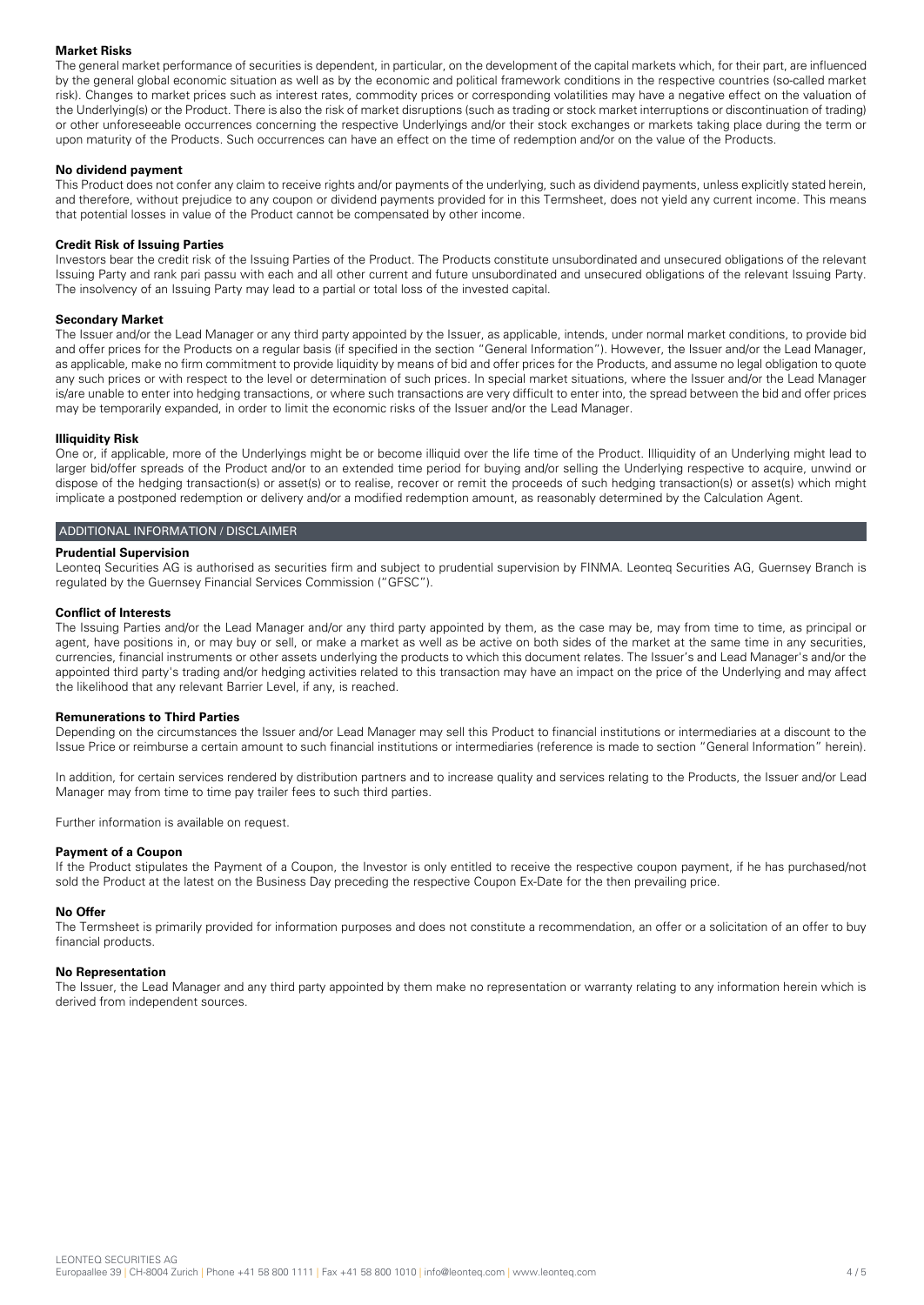#### Market Risks

The general market performance of securities is dependent, in particular, on the development of the capital markets which, for their part, are influenced by the general global economic situation as well as by the economic and political framework conditions in the respective countries (so-called market risk). Changes to market prices such as interest rates, commodity prices or corresponding volatilities may have a negative effect on the valuation of the Underlying(s) or the Product. There is also the risk of market disruptions (such as trading or stock market interruptions or discontinuation of trading) or other unforeseeable occurrences concerning the respective Underlyings and/or their stock exchanges or markets taking place during the term or upon maturity of the Products. Such occurrences can have an effect on the time of redemption and/or on the value of the Products.

#### No dividend payment

This Product does not confer any claim to receive rights and/or payments of the underlying, such as dividend payments, unless explicitly stated herein, and therefore, without prejudice to any coupon or dividend payments provided for in this Termsheet, does not yield any current income. This means that potential losses in value of the Product cannot be compensated by other income.

#### Credit Risk of Issuing Parties

Investors bear the credit risk of the Issuing Parties of the Product. The Products constitute unsubordinated and unsecured obligations of the relevant Issuing Party and rank pari passu with each and all other current and future unsubordinated and unsecured obligations of the relevant Issuing Party. The insolvency of an Issuing Party may lead to a partial or total loss of the invested capital.

#### Secondary Market

The Issuer and/or the Lead Manager or any third party appointed by the Issuer, as applicable, intends, under normal market conditions, to provide bid and offer prices for the Products on a regular basis (if specified in the section "General Information"). However, the Issuer and/or the Lead Manager, as applicable, make no firm commitment to provide liquidity by means of bid and offer prices for the Products, and assume no legal obligation to quote any such prices or with respect to the level or determination of such prices. In special market situations, where the Issuer and/or the Lead Manager is/are unable to enter into hedging transactions, or where such transactions are very difficult to enter into, the spread between the bid and offer prices may be temporarily expanded, in order to limit the economic risks of the Issuer and/or the Lead Manager.

#### Illiquidity Risk

One or, if applicable, more of the Underlyings might be or become illiquid over the life time of the Product. Illiquidity of an Underlying might lead to larger bid/offer spreads of the Product and/or to an extended time period for buying and/or selling the Underlying respective to acquire, unwind or dispose of the hedging transaction(s) or asset(s) or to realise, recover or remit the proceeds of such hedging transaction(s) or asset(s) which might implicate a postponed redemption or delivery and/or a modified redemption amount, as reasonably determined by the Calculation Agent.

### ADDITIONAL INFORMATION / DISCLAIMER

#### Prudential Supervision

Leonteq Securities AG is authorised as securities firm and subject to prudential supervision by FINMA. Leonteq Securities AG, Guernsey Branch is regulated by the Guernsey Financial Services Commission ("GFSC").

#### Conflict of Interests

The Issuing Parties and/or the Lead Manager and/or any third party appointed by them, as the case may be, may from time to time, as principal or agent, have positions in, or may buy or sell, or make a market as well as be active on both sides of the market at the same time in any securities, currencies, financial instruments or other assets underlying the products to which this document relates. The Issuer's and Lead Manager's and/or the appointed third party's trading and/or hedging activities related to this transaction may have an impact on the price of the Underlying and may affect the likelihood that any relevant Barrier Level, if any, is reached.

#### Remunerations to Third Parties

Depending on the circumstances the Issuer and/or Lead Manager may sell this Product to financial institutions or intermediaries at a discount to the Issue Price or reimburse a certain amount to such financial institutions or intermediaries (reference is made to section "General Information" herein).

In addition, for certain services rendered by distribution partners and to increase quality and services relating to the Products, the Issuer and/or Lead Manager may from time to time pay trailer fees to such third parties.

Further information is available on request.

#### Payment of a Coupon

If the Product stipulates the Payment of a Coupon, the Investor is only entitled to receive the respective coupon payment, if he has purchased/not sold the Product at the latest on the Business Day preceding the respective Coupon Ex-Date for the then prevailing price.

#### No Offer

The Termsheet is primarily provided for information purposes and does not constitute a recommendation, an offer or a solicitation of an offer to buy financial products.

#### No Representation

The Issuer, the Lead Manager and any third party appointed by them make no representation or warranty relating to any information herein which is derived from independent sources.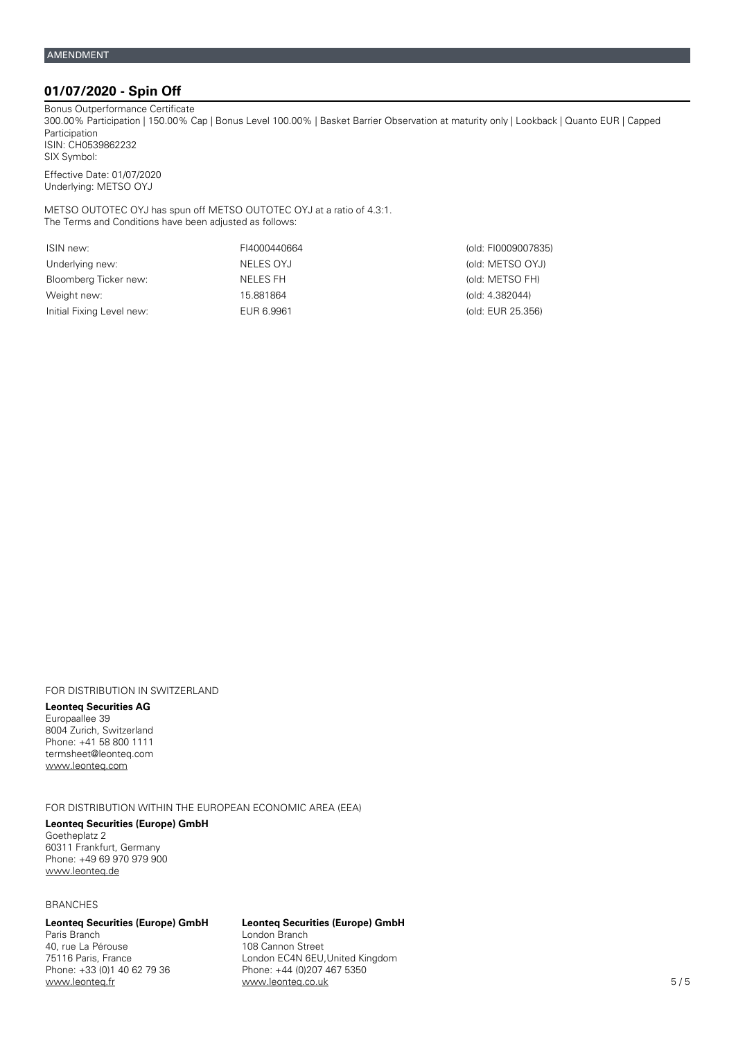AMENDMENT

## 01/07/2020 - Spin Off

Bonus Outperformance Certificate
300.00% Participation | 150.00% Cap | Bonus Level 100.00% | Basket Barrier Observation at maturity only | Lookback | Quanto EUR | Capped Participation
ISIN: CH0539862232
SIX Symbol:

Effective Date: 01/07/2020
Underlying: METSO OYJ

METSO OUTOTEC OYJ has spun off METSO OUTOTEC OYJ at a ratio of 4.3:1.
The Terms and Conditions have been adjusted as follows:

| | | |
|---|---|---|
| ISIN new: | FI4000440664 | (old: FI0009007835) |
| Underlying new: | NELES OYJ | (old: METSO OYJ) |
| Bloomberg Ticker new: | NELES FH | (old: METSO FH) |
| Weight new: | 15.881864 | (old: 4.382044) |
| Initial Fixing Level new: | EUR 6.9961 | (old: EUR 25.356) |

FOR DISTRIBUTION IN SWITZERLAND

**Leonteq Securities AG**
Europaallee 39
8004 Zurich, Switzerland
Phone: +41 58 800 1111
termsheet@leonteq.com
www.leonteq.com

FOR DISTRIBUTION WITHIN THE EUROPEAN ECONOMIC AREA (EEA)

**Leonteq Securities (Europe) GmbH**
Goetheplatz 2
60311 Frankfurt, Germany
Phone: +49 69 970 979 900
www.leonteq.de

BRANCHES

**Leonteq Securities (Europe) GmbH**
Paris Branch
40, rue La Pérouse
75116 Paris, France
Phone: +33 (0)1 40 62 79 36
www.leonteq.fr

**Leonteq Securities (Europe) GmbH**
London Branch
108 Cannon Street
London EC4N 6EU,United Kingdom
Phone: +44 (0)207 467 5350
www.leonteq.co.uk